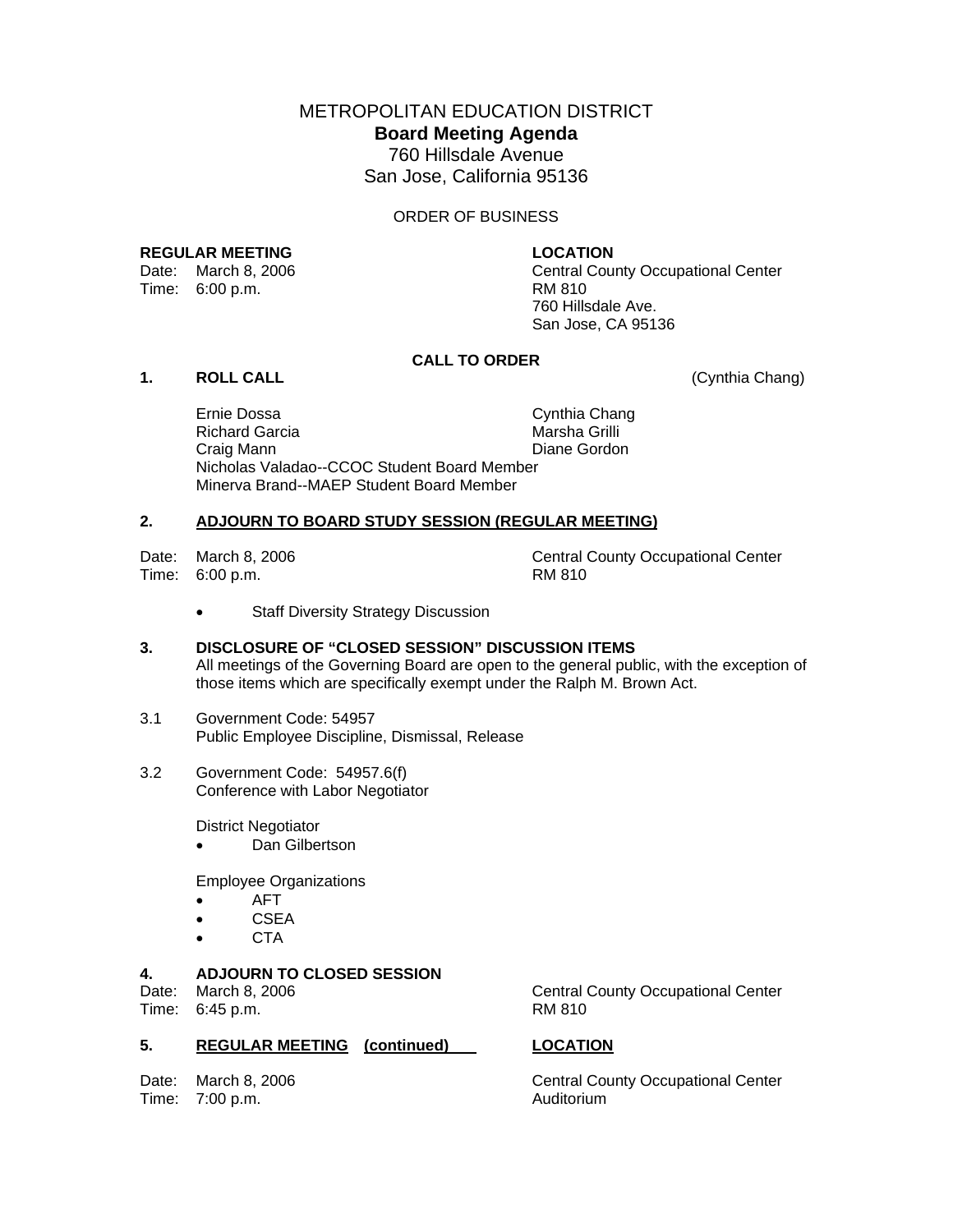# METROPOLITAN EDUCATION DISTRICT

## Board Meeting Agenda

760 Hillsdale Avenue
San Jose, California 95136

ORDER OF BUSINESS

**REGULAR MEETING**
Date: March 8, 2006
Time: 6:00 p.m.

**LOCATION**
Central County Occupational Center
RM 810
760 Hillsdale Ave.
San Jose, CA 95136

**CALL TO ORDER**

**1. ROLL CALL** (Cynthia Chang)

Ernie Dossa
Richard Garcia
Craig Mann
Cynthia Chang
Marsha Grilli
Diane Gordon
Nicholas Valadao--CCOC Student Board Member
Minerva Brand--MAEP Student Board Member

**2. ADJOURN TO BOARD STUDY SESSION (REGULAR MEETING)**

Date: March 8, 2006
Time: 6:00 p.m.

Central County Occupational Center
RM 810

- Staff Diversity Strategy Discussion

**3. DISCLOSURE OF "CLOSED SESSION" DISCUSSION ITEMS**
All meetings of the Governing Board are open to the general public, with the exception of those items which are specifically exempt under the Ralph M. Brown Act.

3.1 Government Code: 54957
Public Employee Discipline, Dismissal, Release

3.2 Government Code: 54957.6(f)
Conference with Labor Negotiator

District Negotiator
- Dan Gilbertson

Employee Organizations
- AFT
- CSEA
- CTA

**4. ADJOURN TO CLOSED SESSION**
Date: March 8, 2006
Time: 6:45 p.m.

Central County Occupational Center
RM 810

**5. REGULAR MEETING (continued)** **LOCATION**

Date: March 8, 2006
Time: 7:00 p.m.

Central County Occupational Center
Auditorium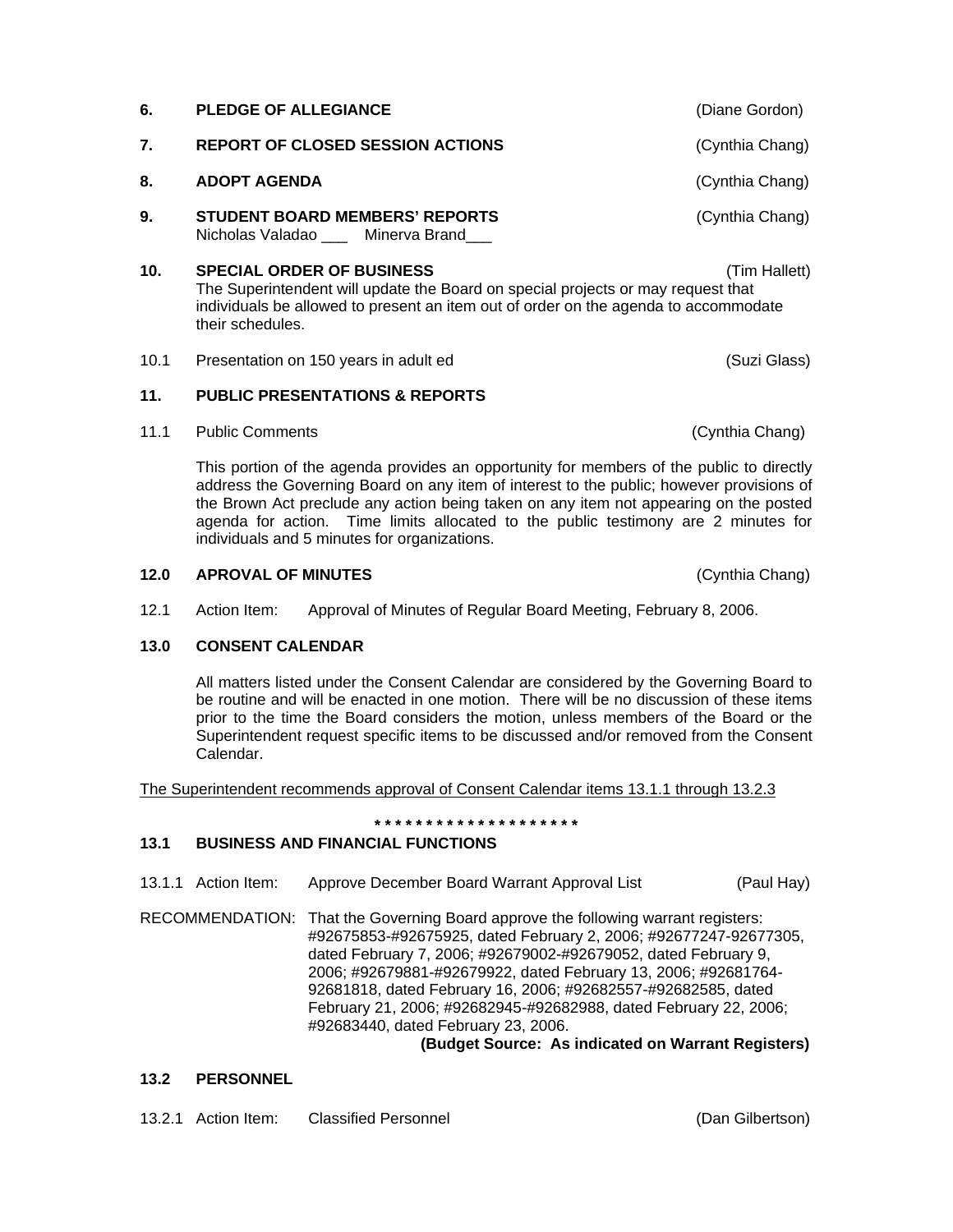**6.** **PLEDGE OF ALLEGIANCE** (Diane Gordon)

**7.** **REPORT OF CLOSED SESSION ACTIONS** (Cynthia Chang)

**8.** **ADOPT AGENDA** (Cynthia Chang)

**9.** **STUDENT BOARD MEMBERS' REPORTS** (Cynthia Chang)
Nicholas Valadao ___ Minerva Brand___

**10.** **SPECIAL ORDER OF BUSINESS** (Tim Hallett)
The Superintendent will update the Board on special projects or may request that individuals be allowed to present an item out of order on the agenda to accommodate their schedules.

10.1 Presentation on 150 years in adult ed (Suzi Glass)

**11.** **PUBLIC PRESENTATIONS & REPORTS**

11.1 Public Comments (Cynthia Chang)

This portion of the agenda provides an opportunity for members of the public to directly address the Governing Board on any item of interest to the public; however provisions of the Brown Act preclude any action being taken on any item not appearing on the posted agenda for action. Time limits allocated to the public testimony are 2 minutes for individuals and 5 minutes for organizations.

**12.0** **APROVAL OF MINUTES** (Cynthia Chang)

12.1 Action Item: Approval of Minutes of Regular Board Meeting, February 8, 2006.

**13.0** **CONSENT CALENDAR**

All matters listed under the Consent Calendar are considered by the Governing Board to be routine and will be enacted in one motion. There will be no discussion of these items prior to the time the Board considers the motion, unless members of the Board or the Superintendent request specific items to be discussed and/or removed from the Consent Calendar.

<u>The Superintendent recommends approval of Consent Calendar items 13.1.1 through 13.2.3</u>

* * * * * * * * * * * * * * * * * * * *

**13.1** **BUSINESS AND FINANCIAL FUNCTIONS**

13.1.1 Action Item: Approve December Board Warrant Approval List (Paul Hay)

RECOMMENDATION: That the Governing Board approve the following warrant registers: #92675853-#92675925, dated February 2, 2006; #92677247-92677305, dated February 7, 2006; #92679002-#92679052, dated February 9, 2006; #92679881-#92679922, dated February 13, 2006; #92681764-92681818, dated February 16, 2006; #92682557-#92682585, dated February 21, 2006; #92682945-#92682988, dated February 22, 2006; #92683440, dated February 23, 2006.

**(Budget Source: As indicated on Warrant Registers)**

**13.2** **PERSONNEL**

13.2.1 Action Item: Classified Personnel (Dan Gilbertson)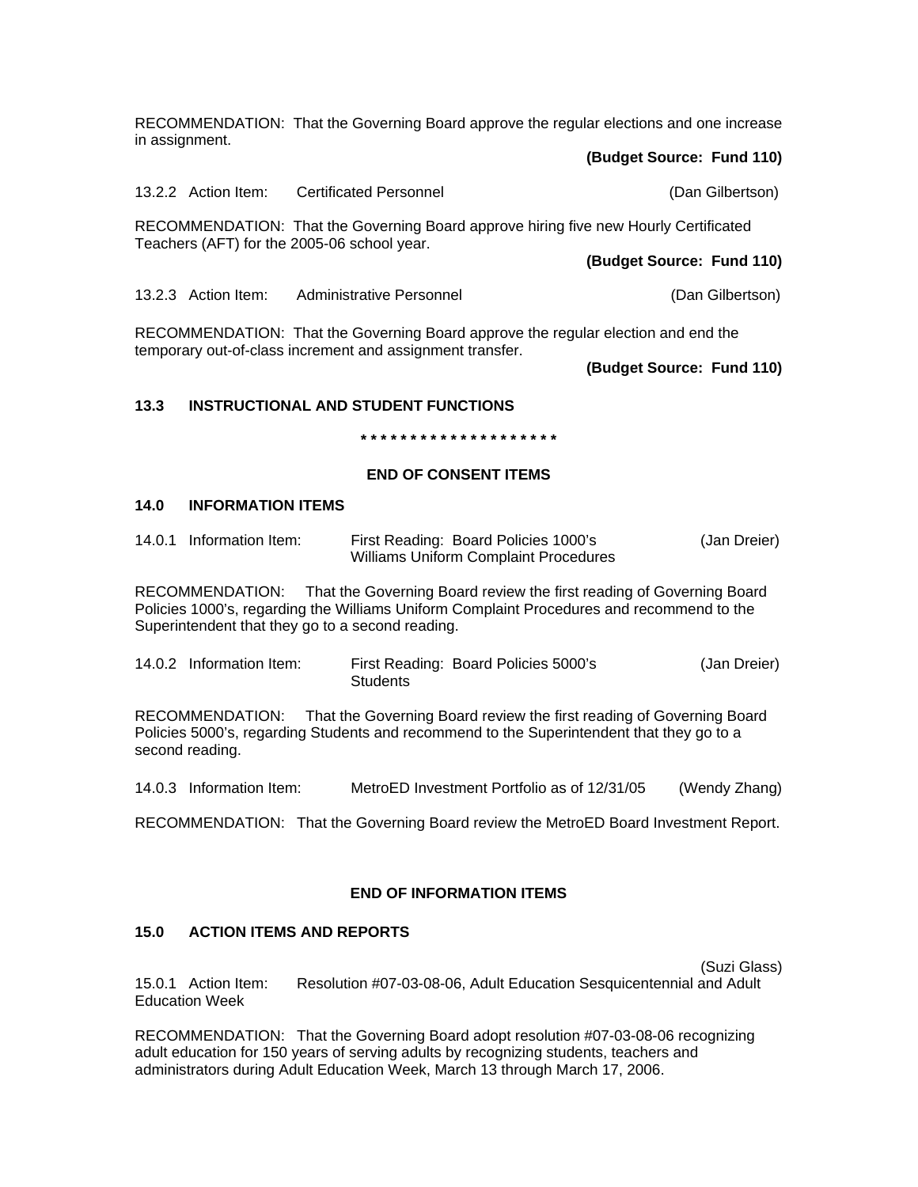RECOMMENDATION: That the Governing Board approve the regular elections and one increase in assignment.

**(Budget Source: Fund 110)**

13.2.2 Action Item: Certificated Personnel (Dan Gilbertson)

RECOMMENDATION: That the Governing Board approve hiring five new Hourly Certificated Teachers (AFT) for the 2005-06 school year.

**(Budget Source: Fund 110)**

13.2.3 Action Item: Administrative Personnel (Dan Gilbertson)

RECOMMENDATION: That the Governing Board approve the regular election and end the temporary out-of-class increment and assignment transfer.

**(Budget Source: Fund 110)**

### 13.3 INSTRUCTIONAL AND STUDENT FUNCTIONS

**\* \* \* \* \* \* \* \* \* \* \* \* \* \* \* \* \* \* \* \***

**END OF CONSENT ITEMS**

### 14.0 INFORMATION ITEMS

14.0.1 Information Item: First Reading: Board Policies 1000's Williams Uniform Complaint Procedures (Jan Dreier)

RECOMMENDATION: That the Governing Board review the first reading of Governing Board Policies 1000's, regarding the Williams Uniform Complaint Procedures and recommend to the Superintendent that they go to a second reading.

14.0.2 Information Item: First Reading: Board Policies 5000's Students (Jan Dreier)

RECOMMENDATION: That the Governing Board review the first reading of Governing Board Policies 5000's, regarding Students and recommend to the Superintendent that they go to a second reading.

14.0.3 Information Item: MetroED Investment Portfolio as of 12/31/05 (Wendy Zhang)

RECOMMENDATION: That the Governing Board review the MetroED Board Investment Report.

**END OF INFORMATION ITEMS**

### 15.0 ACTION ITEMS AND REPORTS

15.0.1 Action Item: Resolution #07-03-08-06, Adult Education Sesquicentennial and Adult Education Week (Suzi Glass)

RECOMMENDATION: That the Governing Board adopt resolution #07-03-08-06 recognizing adult education for 150 years of serving adults by recognizing students, teachers and administrators during Adult Education Week, March 13 through March 17, 2006.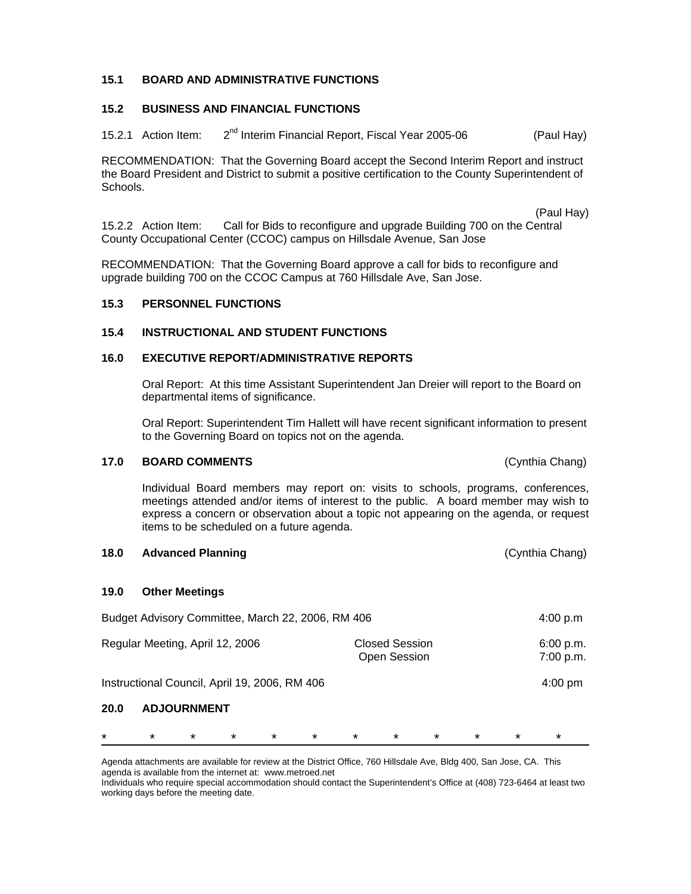**15.1 BOARD AND ADMINISTRATIVE FUNCTIONS**

**15.2 BUSINESS AND FINANCIAL FUNCTIONS**

15.2.1 Action Item: 2nd Interim Financial Report, Fiscal Year 2005-06 (Paul Hay)

RECOMMENDATION: That the Governing Board accept the Second Interim Report and instruct the Board President and District to submit a positive certification to the County Superintendent of Schools.

(Paul Hay)

15.2.2 Action Item: Call for Bids to reconfigure and upgrade Building 700 on the Central County Occupational Center (CCOC) campus on Hillsdale Avenue, San Jose

RECOMMENDATION: That the Governing Board approve a call for bids to reconfigure and upgrade building 700 on the CCOC Campus at 760 Hillsdale Ave, San Jose.

**15.3 PERSONNEL FUNCTIONS**

**15.4 INSTRUCTIONAL AND STUDENT FUNCTIONS**

**16.0 EXECUTIVE REPORT/ADMINISTRATIVE REPORTS**

Oral Report: At this time Assistant Superintendent Jan Dreier will report to the Board on departmental items of significance.

Oral Report: Superintendent Tim Hallett will have recent significant information to present to the Governing Board on topics not on the agenda.

**17.0 BOARD COMMENTS** (Cynthia Chang)

Individual Board members may report on: visits to schools, programs, conferences, meetings attended and/or items of interest to the public. A board member may wish to express a concern or observation about a topic not appearing on the agenda, or request items to be scheduled on a future agenda.

**18.0 Advanced Planning** (Cynthia Chang)

**19.0 Other Meetings**

| | | |
|---|---|---|
| Budget Advisory Committee, March 22, 2006, RM 406 | | 4:00 p.m |
| Regular Meeting, April 12, 2006 | Closed Session | 6:00 p.m. |
| | Open Session | 7:00 p.m. |
| Instructional Council, April 19, 2006, RM 406 | | 4:00 pm |

**20.0 ADJOURNMENT**

\* \* \* \* \* \* \* \* \* \* \* \*

---

Agenda attachments are available for review at the District Office, 760 Hillsdale Ave, Bldg 400, San Jose, CA. This agenda is available from the internet at: www.metroed.net

Individuals who require special accommodation should contact the Superintendent's Office at (408) 723-6464 at least two working days before the meeting date.